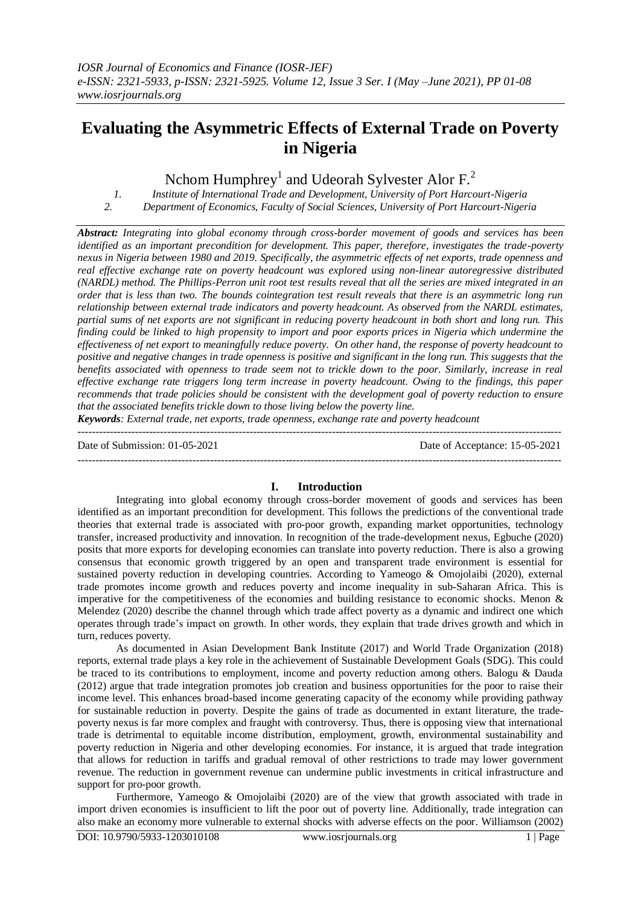# Evaluating the Asymmetric Effects of External Trade on Poverty in Nigeria

Nchom Humphrey[1] and Udeorah Sylvester Alor F.[2]

1. Institute of International Trade and Development, University of Port Harcourt-Nigeria
2. Department of Economics, Faculty of Social Sciences, University of Port Harcourt-Nigeria

***Abstract:*** *Integrating into global economy through cross-border movement of goods and services has been identified as an important precondition for development. This paper, therefore, investigates the trade-poverty nexus in Nigeria between 1980 and 2019. Specifically, the asymmetric effects of net exports, trade openness and real effective exchange rate on poverty headcount was explored using non-linear autoregressive distributed (NARDL) method. The Phillips-Perron unit root test results reveal that all the series are mixed integrated in an order that is less than two. The bounds cointegration test result reveals that there is an asymmetric long run relationship between external trade indicators and poverty headcount. As observed from the NARDL estimates, partial sums of net exports are not significant in reducing poverty headcount in both short and long run. This finding could be linked to high propensity to import and poor exports prices in Nigeria which undermine the effectiveness of net export to meaningfully reduce poverty. On other hand, the response of poverty headcount to positive and negative changes in trade openness is positive and significant in the long run. This suggests that the benefits associated with openness to trade seem not to trickle down to the poor. Similarly, increase in real effective exchange rate triggers long term increase in poverty headcount. Owing to the findings, this paper recommends that trade policies should be consistent with the development goal of poverty reduction to ensure that the associated benefits trickle down to those living below the poverty line.*

***Keywords****: External trade, net exports, trade openness, exchange rate and poverty headcount*

---

Date of Submission: 01-05-2021 Date of Acceptance: 15-05-2021

---

## I. Introduction

Integrating into global economy through cross-border movement of goods and services has been identified as an important precondition for development. This follows the predictions of the conventional trade theories that external trade is associated with pro-poor growth, expanding market opportunities, technology transfer, increased productivity and innovation. In recognition of the trade-development nexus, Egbuche (2020) posits that more exports for developing economies can translate into poverty reduction. There is also a growing consensus that economic growth triggered by an open and transparent trade environment is essential for sustained poverty reduction in developing countries. According to Yameogo & Omojolaibi (2020), external trade promotes income growth and reduces poverty and income inequality in sub-Saharan Africa. This is imperative for the competitiveness of the economies and building resistance to economic shocks. Menon & Melendez (2020) describe the channel through which trade affect poverty as a dynamic and indirect one which operates through trade's impact on growth. In other words, they explain that trade drives growth and which in turn, reduces poverty.

As documented in Asian Development Bank Institute (2017) and World Trade Organization (2018) reports, external trade plays a key role in the achievement of Sustainable Development Goals (SDG). This could be traced to its contributions to employment, income and poverty reduction among others. Balogu & Dauda (2012) argue that trade integration promotes job creation and business opportunities for the poor to raise their income level. This enhances broad-based income generating capacity of the economy while providing pathway for sustainable reduction in poverty. Despite the gains of trade as documented in extant literature, the trade-poverty nexus is far more complex and fraught with controversy. Thus, there is opposing view that international trade is detrimental to equitable income distribution, employment, growth, environmental sustainability and poverty reduction in Nigeria and other developing economies. For instance, it is argued that trade integration that allows for reduction in tariffs and gradual removal of other restrictions to trade may lower government revenue. The reduction in government revenue can undermine public investments in critical infrastructure and support for pro-poor growth.

Furthermore, Yameogo & Omojolaibi (2020) are of the view that growth associated with trade in import driven economies is insufficient to lift the poor out of poverty line. Additionally, trade integration can also make an economy more vulnerable to external shocks with adverse effects on the poor. Williamson (2002)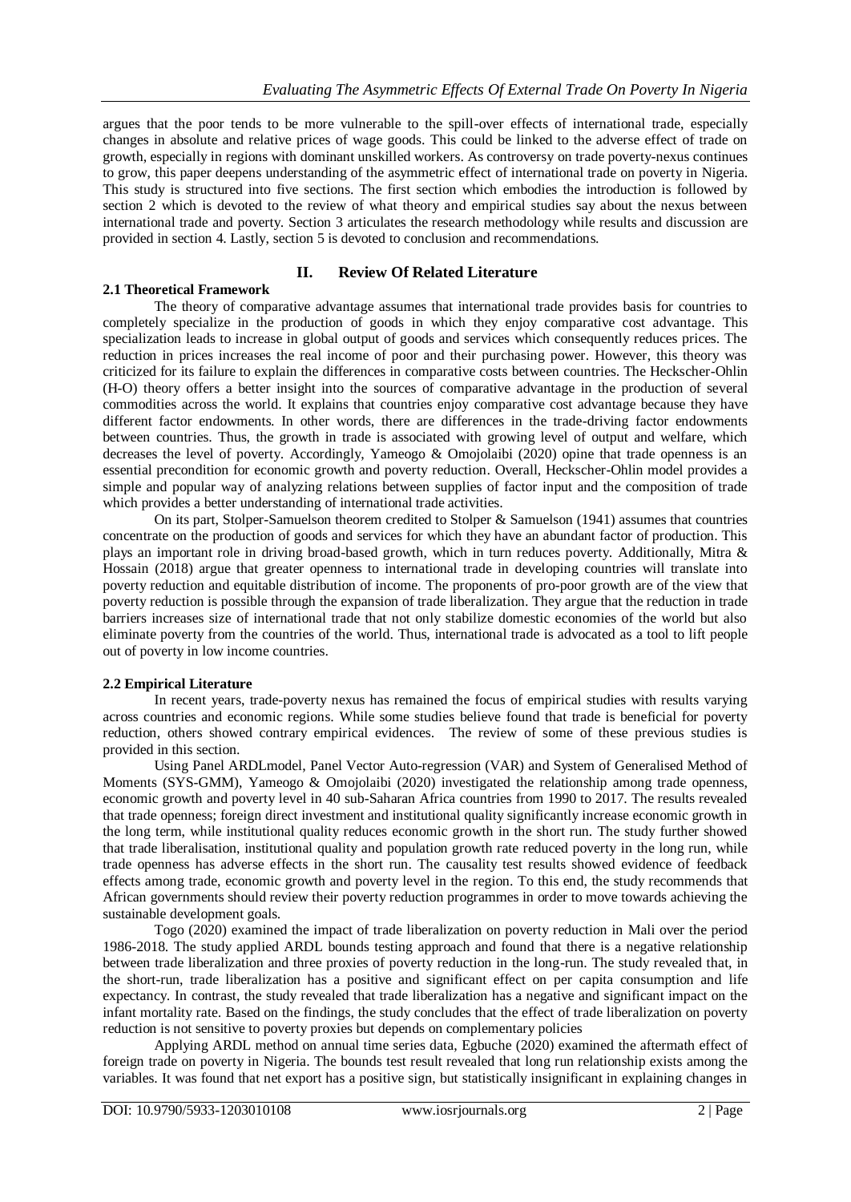argues that the poor tends to be more vulnerable to the spill-over effects of international trade, especially changes in absolute and relative prices of wage goods. This could be linked to the adverse effect of trade on growth, especially in regions with dominant unskilled workers. As controversy on trade poverty-nexus continues to grow, this paper deepens understanding of the asymmetric effect of international trade on poverty in Nigeria. This study is structured into five sections. The first section which embodies the introduction is followed by section 2 which is devoted to the review of what theory and empirical studies say about the nexus between international trade and poverty. Section 3 articulates the research methodology while results and discussion are provided in section 4. Lastly, section 5 is devoted to conclusion and recommendations.

## II. Review Of Related Literature

### 2.1 Theoretical Framework

The theory of comparative advantage assumes that international trade provides basis for countries to completely specialize in the production of goods in which they enjoy comparative cost advantage. This specialization leads to increase in global output of goods and services which consequently reduces prices. The reduction in prices increases the real income of poor and their purchasing power. However, this theory was criticized for its failure to explain the differences in comparative costs between countries. The Heckscher-Ohlin (H-O) theory offers a better insight into the sources of comparative advantage in the production of several commodities across the world. It explains that countries enjoy comparative cost advantage because they have different factor endowments. In other words, there are differences in the trade-driving factor endowments between countries. Thus, the growth in trade is associated with growing level of output and welfare, which decreases the level of poverty. Accordingly, Yameogo & Omojolaibi (2020) opine that trade openness is an essential precondition for economic growth and poverty reduction. Overall, Heckscher-Ohlin model provides a simple and popular way of analyzing relations between supplies of factor input and the composition of trade which provides a better understanding of international trade activities.

On its part, Stolper-Samuelson theorem credited to Stolper & Samuelson (1941) assumes that countries concentrate on the production of goods and services for which they have an abundant factor of production. This plays an important role in driving broad-based growth, which in turn reduces poverty. Additionally, Mitra & Hossain (2018) argue that greater openness to international trade in developing countries will translate into poverty reduction and equitable distribution of income. The proponents of pro-poor growth are of the view that poverty reduction is possible through the expansion of trade liberalization. They argue that the reduction in trade barriers increases size of international trade that not only stabilize domestic economies of the world but also eliminate poverty from the countries of the world. Thus, international trade is advocated as a tool to lift people out of poverty in low income countries.

### 2.2 Empirical Literature

In recent years, trade-poverty nexus has remained the focus of empirical studies with results varying across countries and economic regions. While some studies believe found that trade is beneficial for poverty reduction, others showed contrary empirical evidences. The review of some of these previous studies is provided in this section.

Using Panel ARDLmodel, Panel Vector Auto-regression (VAR) and System of Generalised Method of Moments (SYS-GMM), Yameogo & Omojolaibi (2020) investigated the relationship among trade openness, economic growth and poverty level in 40 sub-Saharan Africa countries from 1990 to 2017. The results revealed that trade openness; foreign direct investment and institutional quality significantly increase economic growth in the long term, while institutional quality reduces economic growth in the short run. The study further showed that trade liberalisation, institutional quality and population growth rate reduced poverty in the long run, while trade openness has adverse effects in the short run. The causality test results showed evidence of feedback effects among trade, economic growth and poverty level in the region. To this end, the study recommends that African governments should review their poverty reduction programmes in order to move towards achieving the sustainable development goals.

Togo (2020) examined the impact of trade liberalization on poverty reduction in Mali over the period 1986-2018. The study applied ARDL bounds testing approach and found that there is a negative relationship between trade liberalization and three proxies of poverty reduction in the long-run. The study revealed that, in the short-run, trade liberalization has a positive and significant effect on per capita consumption and life expectancy. In contrast, the study revealed that trade liberalization has a negative and significant impact on the infant mortality rate. Based on the findings, the study concludes that the effect of trade liberalization on poverty reduction is not sensitive to poverty proxies but depends on complementary policies

Applying ARDL method on annual time series data, Egbuche (2020) examined the aftermath effect of foreign trade on poverty in Nigeria. The bounds test result revealed that long run relationship exists among the variables. It was found that net export has a positive sign, but statistically insignificant in explaining changes in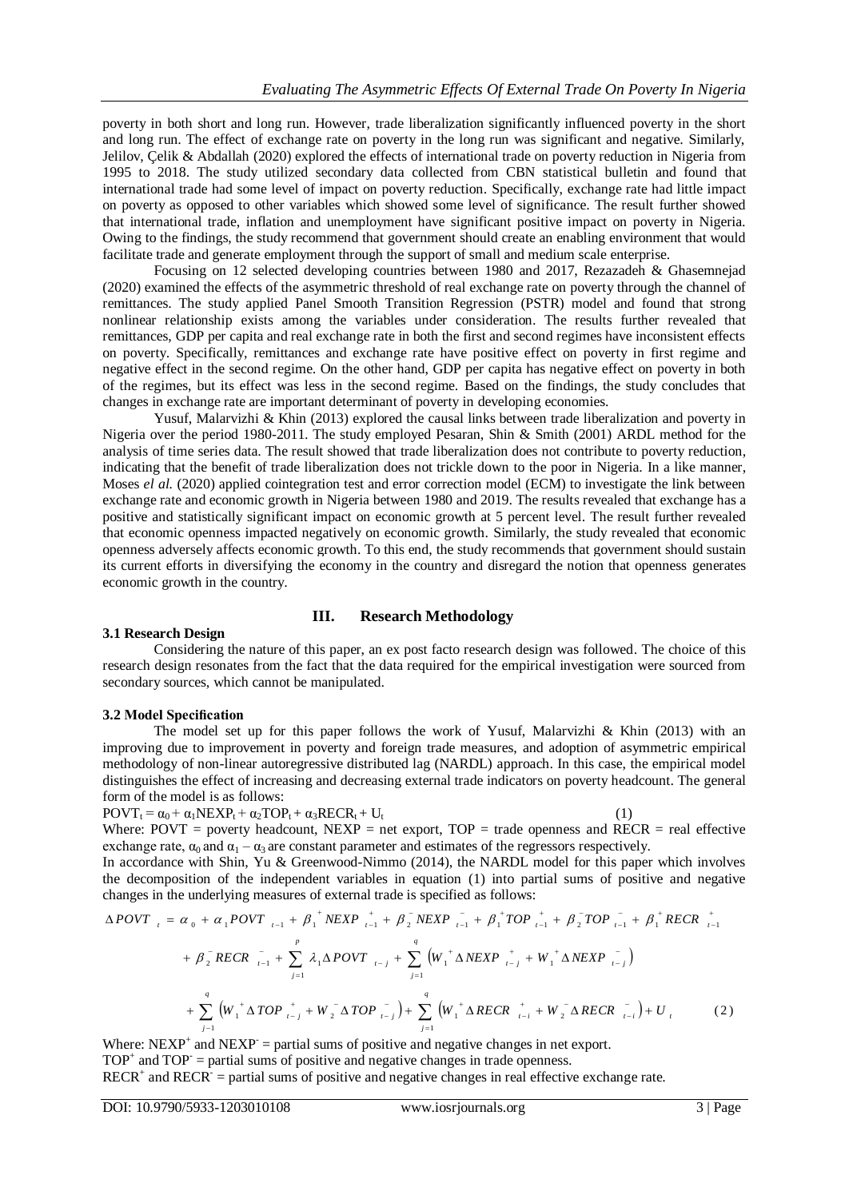poverty in both short and long run. However, trade liberalization significantly influenced poverty in the short and long run. The effect of exchange rate on poverty in the long run was significant and negative. Similarly, Jelilov, Çelik & Abdallah (2020) explored the effects of international trade on poverty reduction in Nigeria from 1995 to 2018. The study utilized secondary data collected from CBN statistical bulletin and found that international trade had some level of impact on poverty reduction. Specifically, exchange rate had little impact on poverty as opposed to other variables which showed some level of significance. The result further showed that international trade, inflation and unemployment have significant positive impact on poverty in Nigeria. Owing to the findings, the study recommend that government should create an enabling environment that would facilitate trade and generate employment through the support of small and medium scale enterprise.

Focusing on 12 selected developing countries between 1980 and 2017, Rezazadeh & Ghasemnejad (2020) examined the effects of the asymmetric threshold of real exchange rate on poverty through the channel of remittances. The study applied Panel Smooth Transition Regression (PSTR) model and found that strong nonlinear relationship exists among the variables under consideration. The results further revealed that remittances, GDP per capita and real exchange rate in both the first and second regimes have inconsistent effects on poverty. Specifically, remittances and exchange rate have positive effect on poverty in first regime and negative effect in the second regime. On the other hand, GDP per capita has negative effect on poverty in both of the regimes, but its effect was less in the second regime. Based on the findings, the study concludes that changes in exchange rate are important determinant of poverty in developing economies.

Yusuf, Malarvizhi & Khin (2013) explored the causal links between trade liberalization and poverty in Nigeria over the period 1980-2011. The study employed Pesaran, Shin & Smith (2001) ARDL method for the analysis of time series data. The result showed that trade liberalization does not contribute to poverty reduction, indicating that the benefit of trade liberalization does not trickle down to the poor in Nigeria. In a like manner, Moses *el al.* (2020) applied cointegration test and error correction model (ECM) to investigate the link between exchange rate and economic growth in Nigeria between 1980 and 2019. The results revealed that exchange has a positive and statistically significant impact on economic growth at 5 percent level. The result further revealed that economic openness impacted negatively on economic growth. Similarly, the study revealed that economic openness adversely affects economic growth. To this end, the study recommends that government should sustain its current efforts in diversifying the economy in the country and disregard the notion that openness generates economic growth in the country.

## III. Research Methodology

### 3.1 Research Design

Considering the nature of this paper, an ex post facto research design was followed. The choice of this research design resonates from the fact that the data required for the empirical investigation were sourced from secondary sources, which cannot be manipulated.

### 3.2 Model Specification

The model set up for this paper follows the work of Yusuf, Malarvizhi & Khin (2013) with an improving due to improvement in poverty and foreign trade measures, and adoption of asymmetric empirical methodology of non-linear autoregressive distributed lag (NARDL) approach. In this case, the empirical model distinguishes the effect of increasing and decreasing external trade indicators on poverty headcount. The general form of the model is as follows:

$$POVT_t = \alpha_0 + \alpha_1 NEXP_t + \alpha_2 TOP_t + \alpha_3 RECR_t + U_t \quad (1)$$

Where: POVT = poverty headcount, NEXP = net export, TOP = trade openness and RECR = real effective exchange rate, $\alpha_0$ and $\alpha_1 - \alpha_3$ are constant parameter and estimates of the regressors respectively.

In accordance with Shin, Yu & Greenwood-Nimmo (2014), the NARDL model for this paper which involves the decomposition of the independent variables in equation (1) into partial sums of positive and negative changes in the underlying measures of external trade is specified as follows:

$$\Delta POVT_t = \alpha_0 + \alpha_1 POVT_{t-1} + \beta_1^+ NEXP_{t-1}^+ + \beta_2^- NEXP_{t-1}^- + \beta_1^+ TOP_{t-1}^+ + \beta_2^- TOP_{t-1}^- + \beta_1^+ RECR_{t-1}^+$$
$$+ \beta_2^- RECR_{t-1}^- + \sum_{j=1}^{p} \lambda_1 \Delta POVT_{t-j} + \sum_{j=1}^{q} \left( W_1^+ \Delta NEXP_{t-j}^+ + W_1^+ \Delta NEXP_{t-j}^- \right)$$
$$+ \sum_{j=1}^{q} \left( W_1^+ \Delta TOP_{t-j}^+ + W_2^- \Delta TOP_{t-j}^- \right) + \sum_{j=1}^{q} \left( W_1^+ \Delta RECR_{t-i}^+ + W_2^- \Delta RECR_{t-i}^- \right) + U_t \quad (2)$$

Where: $NEXP^+$ and $NEXP^-$ = partial sums of positive and negative changes in net export.
$TOP^+$ and $TOP^-$ = partial sums of positive and negative changes in trade openness.
$RECR^+$ and $RECR^-$ = partial sums of positive and negative changes in real effective exchange rate.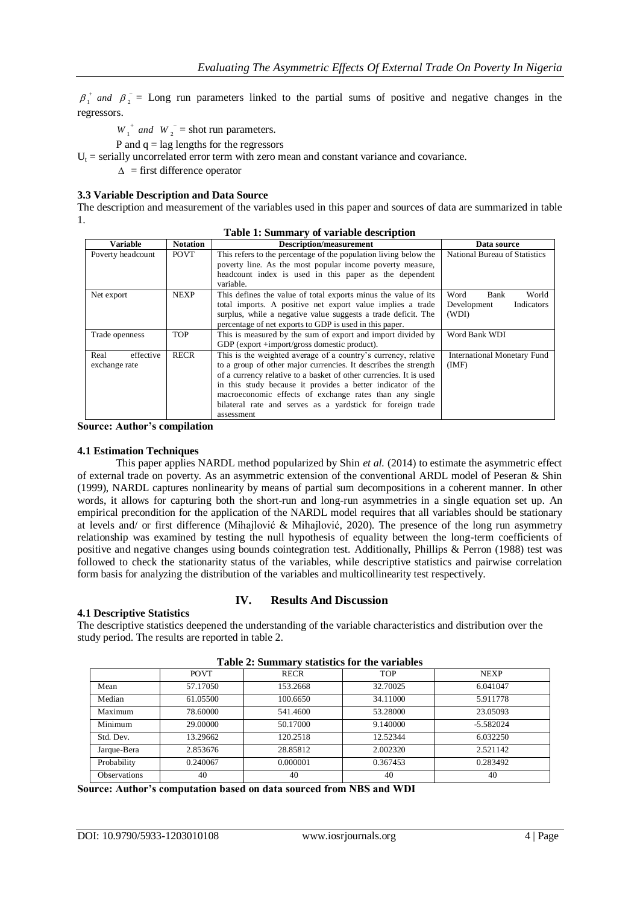$\beta_1^+$ *and* $\beta_2^-$ = Long run parameters linked to the partial sums of positive and negative changes in the regressors.

$W_1^+$ *and* $W_2^-$ = shot run parameters.

P and q = lag lengths for the regressors

$U_t$ = serially uncorrelated error term with zero mean and constant variance and covariance.

$\Delta$ = first difference operator

### 3.3 Variable Description and Data Source

The description and measurement of the variables used in this paper and sources of data are summarized in table 1.

**Table 1: Summary of variable description**

| Variable | Notation | Description/measurement | Data source |
|---|---|---|---|
| Poverty headcount | POVT | This refers to the percentage of the population living below the poverty line. As the most popular income poverty measure, headcount index is used in this paper as the dependent variable. | National Bureau of Statistics |
| Net export | NEXP | This defines the value of total exports minus the value of its total imports. A positive net export value implies a trade surplus, while a negative value suggests a trade deficit. The percentage of net exports to GDP is used in this paper. | Word Bank World Development Indicators (WDI) |
| Trade openness | TOP | This is measured by the sum of export and import divided by GDP (export +import/gross domestic product). | Word Bank WDI |
| Real effective exchange rate | RECR | This is the weighted average of a country's currency, relative to a group of other major currencies. It describes the strength of a currency relative to a basket of other currencies. It is used in this study because it provides a better indicator of the macroeconomic effects of exchange rates than any single bilateral rate and serves as a yardstick for foreign trade assessment | International Monetary Fund (IMF) |

**Source: Author's compilation**

### 4.1 Estimation Techniques

This paper applies NARDL method popularized by Shin *et al.* (2014) to estimate the asymmetric effect of external trade on poverty. As an asymmetric extension of the conventional ARDL model of Peseran & Shin (1999), NARDL captures nonlinearity by means of partial sum decompositions in a coherent manner. In other words, it allows for capturing both the short-run and long-run asymmetries in a single equation set up. An empirical precondition for the application of the NARDL model requires that all variables should be stationary at levels and/ or first difference (Mihajlović & Mihajlović, 2020). The presence of the long run asymmetry relationship was examined by testing the null hypothesis of equality between the long-term coefficients of positive and negative changes using bounds cointegration test. Additionally, Phillips & Perron (1988) test was followed to check the stationarity status of the variables, while descriptive statistics and pairwise correlation form basis for analyzing the distribution of the variables and multicollinearity test respectively.

## IV. Results And Discussion

### 4.1 Descriptive Statistics

The descriptive statistics deepened the understanding of the variable characteristics and distribution over the study period. The results are reported in table 2.

**Table 2: Summary statistics for the variables**

| | POVT | RECR | TOP | NEXP |
|---|---|---|---|---|
| Mean | 57.17050 | 153.2668 | 32.70025 | 6.041047 |
| Median | 61.05500 | 100.6650 | 34.11000 | 5.911778 |
| Maximum | 78.60000 | 541.4600 | 53.28000 | 23.05093 |
| Minimum | 29.00000 | 50.17000 | 9.140000 | -5.582024 |
| Std. Dev. | 13.29662 | 120.2518 | 12.52344 | 6.032250 |
| Jarque-Bera | 2.853676 | 28.85812 | 2.002320 | 2.521142 |
| Probability | 0.240067 | 0.000001 | 0.367453 | 0.283492 |
| Observations | 40 | 40 | 40 | 40 |

**Source: Author's computation based on data sourced from NBS and WDI**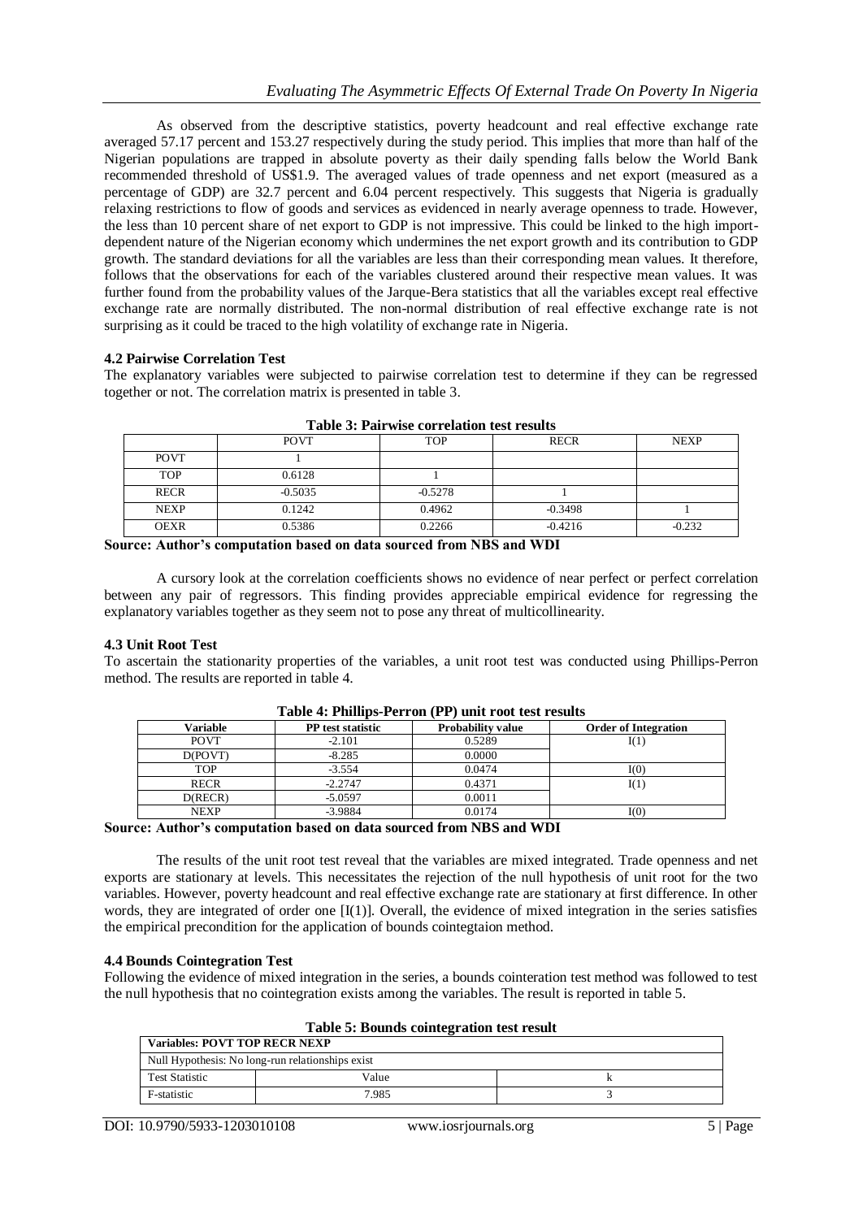As observed from the descriptive statistics, poverty headcount and real effective exchange rate averaged 57.17 percent and 153.27 respectively during the study period. This implies that more than half of the Nigerian populations are trapped in absolute poverty as their daily spending falls below the World Bank recommended threshold of US$1.9. The averaged values of trade openness and net export (measured as a percentage of GDP) are 32.7 percent and 6.04 percent respectively. This suggests that Nigeria is gradually relaxing restrictions to flow of goods and services as evidenced in nearly average openness to trade. However, the less than 10 percent share of net export to GDP is not impressive. This could be linked to the high import-dependent nature of the Nigerian economy which undermines the net export growth and its contribution to GDP growth. The standard deviations for all the variables are less than their corresponding mean values. It therefore, follows that the observations for each of the variables clustered around their respective mean values. It was further found from the probability values of the Jarque-Bera statistics that all the variables except real effective exchange rate are normally distributed. The non-normal distribution of real effective exchange rate is not surprising as it could be traced to the high volatility of exchange rate in Nigeria.

### 4.2 Pairwise Correlation Test

The explanatory variables were subjected to pairwise correlation test to determine if they can be regressed together or not. The correlation matrix is presented in table 3.

**Table 3: Pairwise correlation test results**

| | POVT | TOP | RECR | NEXP |
|---|---|---|---|---|
| POVT | 1 | | | |
| TOP | 0.6128 | 1 | | |
| RECR | -0.5035 | -0.5278 | 1 | |
| NEXP | 0.1242 | 0.4962 | -0.3498 | 1 |
| OEXR | 0.5386 | 0.2266 | -0.4216 | -0.232 |

**Source: Author's computation based on data sourced from NBS and WDI**

A cursory look at the correlation coefficients shows no evidence of near perfect or perfect correlation between any pair of regressors. This finding provides appreciable empirical evidence for regressing the explanatory variables together as they seem not to pose any threat of multicollinearity.

### 4.3 Unit Root Test

To ascertain the stationarity properties of the variables, a unit root test was conducted using Phillips-Perron method. The results are reported in table 4.

**Table 4: Phillips-Perron (PP) unit root test results**

| Variable | PP test statistic | Probability value | Order of Integration |
|---|---|---|---|
| POVT | -2.101 | 0.5289 | I(1) |
| D(POVT) | -8.285 | 0.0000 | |
| TOP | -3.554 | 0.0474 | I(0) |
| RECR | -2.2747 | 0.4371 | I(1) |
| D(RECR) | -5.0597 | 0.0011 | |
| NEXP | -3.9884 | 0.0174 | I(0) |

**Source: Author's computation based on data sourced from NBS and WDI**

The results of the unit root test reveal that the variables are mixed integrated. Trade openness and net exports are stationary at levels. This necessitates the rejection of the null hypothesis of unit root for the two variables. However, poverty headcount and real effective exchange rate are stationary at first difference. In other words, they are integrated of order one [I(1)]. Overall, the evidence of mixed integration in the series satisfies the empirical precondition for the application of bounds cointegtaion method.

### 4.4 Bounds Cointegration Test

Following the evidence of mixed integration in the series, a bounds cointeration test method was followed to test the null hypothesis that no cointegration exists among the variables. The result is reported in table 5.

**Table 5: Bounds cointegration test result**

| Variables: POVT TOP RECR NEXP | | |
|---|---|---|
| Null Hypothesis: No long-run relationships exist | | |
| Test Statistic | Value | k |
| F-statistic | 7.985 | 3 |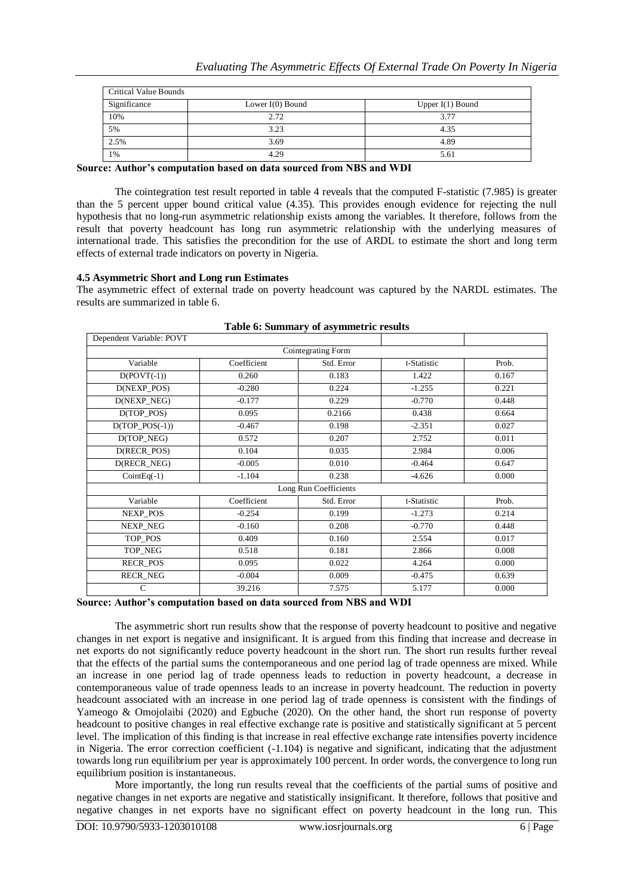| Critical Value Bounds | | |
|---|---|---|
| Significance | Lower I(0) Bound | Upper I(1) Bound |
| 10% | 2.72 | 3.77 |
| 5% | 3.23 | 4.35 |
| 2.5% | 3.69 | 4.89 |
| 1% | 4.29 | 5.61 |

**Source: Author's computation based on data sourced from NBS and WDI**

The cointegration test result reported in table 4 reveals that the computed F-statistic (7.985) is greater than the 5 percent upper bound critical value (4.35). This provides enough evidence for rejecting the null hypothesis that no long-run asymmetric relationship exists among the variables. It therefore, follows from the result that poverty headcount has long run asymmetric relationship with the underlying measures of international trade. This satisfies the precondition for the use of ARDL to estimate the short and long term effects of external trade indicators on poverty in Nigeria.

### 4.5 Asymmetric Short and Long run Estimates

The asymmetric effect of external trade on poverty headcount was captured by the NARDL estimates. The results are summarized in table 6.

**Table 6: Summary of asymmetric results**

| Dependent Variable: POVT | | | | |
|---|---|---|---|---|
| | | Cointegrating Form | | |
| Variable | Coefficient | Std. Error | t-Statistic | Prob. |
| D(POVT(-1)) | 0.260 | 0.183 | 1.422 | 0.167 |
| D(NEXP_POS) | -0.280 | 0.224 | -1.255 | 0.221 |
| D(NEXP_NEG) | -0.177 | 0.229 | -0.770 | 0.448 |
| D(TOP_POS) | 0.095 | 0.2166 | 0.438 | 0.664 |
| D(TOP_POS(-1)) | -0.467 | 0.198 | -2.351 | 0.027 |
| D(TOP_NEG) | 0.572 | 0.207 | 2.752 | 0.011 |
| D(RECR_POS) | 0.104 | 0.035 | 2.984 | 0.006 |
| D(RECR_NEG) | -0.005 | 0.010 | -0.464 | 0.647 |
| CointEq(-1) | -1.104 | 0.238 | -4.626 | 0.000 |
| | | Long Run Coefficients | | |
| Variable | Coefficient | Std. Error | t-Statistic | Prob. |
| NEXP_POS | -0.254 | 0.199 | -1.273 | 0.214 |
| NEXP_NEG | -0.160 | 0.208 | -0.770 | 0.448 |
| TOP_POS | 0.409 | 0.160 | 2.554 | 0.017 |
| TOP_NEG | 0.518 | 0.181 | 2.866 | 0.008 |
| RECR_POS | 0.095 | 0.022 | 4.264 | 0.000 |
| RECR_NEG | -0.004 | 0.009 | -0.475 | 0.639 |
| C | 39.216 | 7.575 | 5.177 | 0.000 |

**Source: Author's computation based on data sourced from NBS and WDI**

The asymmetric short run results show that the response of poverty headcount to positive and negative changes in net export is negative and insignificant. It is argued from this finding that increase and decrease in net exports do not significantly reduce poverty headcount in the short run. The short run results further reveal that the effects of the partial sums the contemporaneous and one period lag of trade openness are mixed. While an increase in one period lag of trade openness leads to reduction in poverty headcount, a decrease in contemporaneous value of trade openness leads to an increase in poverty headcount. The reduction in poverty headcount associated with an increase in one period lag of trade openness is consistent with the findings of Yameogo & Omojolaibi (2020) and Egbuche (2020). On the other hand, the short run response of poverty headcount to positive changes in real effective exchange rate is positive and statistically significant at 5 percent level. The implication of this finding is that increase in real effective exchange rate intensifies poverty incidence in Nigeria. The error correction coefficient (-1.104) is negative and significant, indicating that the adjustment towards long run equilibrium per year is approximately 100 percent. In order words, the convergence to long run equilibrium position is instantaneous.

More importantly, the long run results reveal that the coefficients of the partial sums of positive and negative changes in net exports are negative and statistically insignificant. It therefore, follows that positive and negative changes in net exports have no significant effect on poverty headcount in the long run. This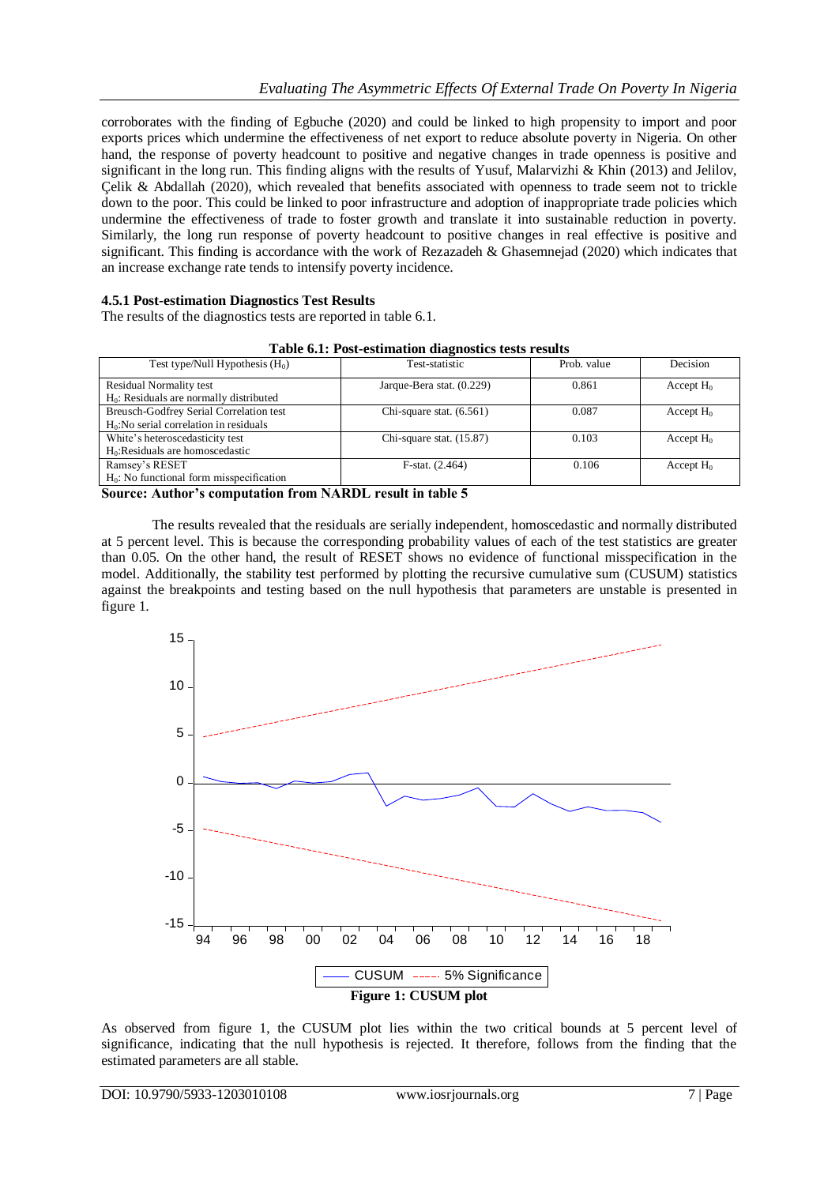corroborates with the finding of Egbuche (2020) and could be linked to high propensity to import and poor exports prices which undermine the effectiveness of net export to reduce absolute poverty in Nigeria. On other hand, the response of poverty headcount to positive and negative changes in trade openness is positive and significant in the long run. This finding aligns with the results of Yusuf, Malarvizhi & Khin (2013) and Jelilov, Çelik & Abdallah (2020), which revealed that benefits associated with openness to trade seem not to trickle down to the poor. This could be linked to poor infrastructure and adoption of inappropriate trade policies which undermine the effectiveness of trade to foster growth and translate it into sustainable reduction in poverty. Similarly, the long run response of poverty headcount to positive changes in real effective is positive and significant. This finding is accordance with the work of Rezazadeh & Ghasemnejad (2020) which indicates that an increase exchange rate tends to intensify poverty incidence.

### 4.5.1 Post-estimation Diagnostics Test Results

The results of the diagnostics tests are reported in table 6.1.

**Table 6.1: Post-estimation diagnostics tests results**

| Test type/Null Hypothesis ($H_0$) | Test-statistic | Prob. value | Decision |
|---|---|---|---|
| Residual Normality test<br>$H_0$: Residuals are normally distributed | Jarque-Bera stat. (0.229) | 0.861 | Accept $H_0$ |
| Breusch-Godfrey Serial Correlation test<br>$H_0$:No serial correlation in residuals | Chi-square stat. (6.561) | 0.087 | Accept $H_0$ |
| White's heteroscedasticity test<br>$H_0$:Residuals are homoscedastic | Chi-square stat. (15.87) | 0.103 | Accept $H_0$ |
| Ramsey's RESET<br>$H_0$: No functional form misspecification | F-stat. (2.464) | 0.106 | Accept $H_0$ |

**Source: Author's computation from NARDL result in table 5**

The results revealed that the residuals are serially independent, homoscedastic and normally distributed at 5 percent level. This is because the corresponding probability values of each of the test statistics are greater than 0.05. On the other hand, the result of RESET shows no evidence of functional misspecification in the model. Additionally, the stability test performed by plotting the recursive cumulative sum (CUSUM) statistics against the breakpoints and testing based on the null hypothesis that parameters are unstable is presented in figure 1.

**Figure 1: CUSUM plot**

As observed from figure 1, the CUSUM plot lies within the two critical bounds at 5 percent level of significance, indicating that the null hypothesis is rejected. It therefore, follows from the finding that the estimated parameters are all stable.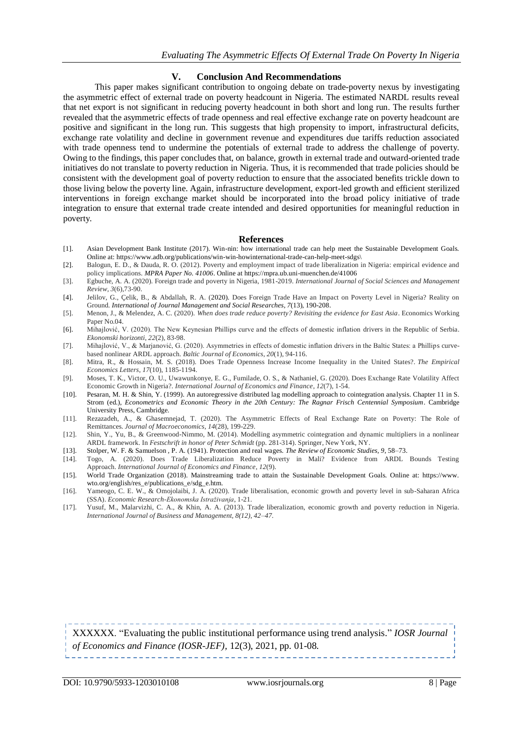## V. Conclusion And Recommendations

This paper makes significant contribution to ongoing debate on trade-poverty nexus by investigating the asymmetric effect of external trade on poverty headcount in Nigeria. The estimated NARDL results reveal that net export is not significant in reducing poverty headcount in both short and long run. The results further revealed that the asymmetric effects of trade openness and real effective exchange rate on poverty headcount are positive and significant in the long run. This suggests that high propensity to import, infrastructural deficits, exchange rate volatility and decline in government revenue and expenditures due tariffs reduction associated with trade openness tend to undermine the potentials of external trade to address the challenge of poverty. Owing to the findings, this paper concludes that, on balance, growth in external trade and outward-oriented trade initiatives do not translate to poverty reduction in Nigeria. Thus, it is recommended that trade policies should be consistent with the development goal of poverty reduction to ensure that the associated benefits trickle down to those living below the poverty line. Again, infrastructure development, export-led growth and efficient sterilized interventions in foreign exchange market should be incorporated into the broad policy initiative of trade integration to ensure that external trade create intended and desired opportunities for meaningful reduction in poverty.

## References

[1]. Asian Development Bank Institute (2017). Win-nin: how international trade can help meet the Sustainable Development Goals. Online at: https://www.adb.org/publications/win-win-howinternational-trade-can-help-meet-sdgs\

[2]. Balogun, E. D., & Dauda, R. O. (2012). Poverty and employment impact of trade liberalization in Nigeria: empirical evidence and policy implications. *MPRA Paper No. 41006*. Online at https://mpra.ub.uni-muenchen.de/41006

[3]. Egbuche, A. A. (2020). Foreign trade and poverty in Nigeria, 1981-2019. *International Journal of Social Sciences and Management Review, 3*(6),73-90.

[4]. Jelilov, G., Çelik, B., & Abdallah, R. A. (2020). Does Foreign Trade Have an Impact on Poverty Level in Nigeria? Reality on Ground. *International of Journal Management and Social Researches, 7*(13), 190-208.

[5]. Menon, J., & Melendez, A. C. (2020). *When does trade reduce poverty? Revisiting the evidence for East Asia*. Economics Working Paper No.04.

[6]. Mihajlović, V. (2020). The New Keynesian Phillips curve and the effects of domestic inflation drivers in the Republic of Serbia. *Ekonomski horizonti, 22*(2), 83-98.

[7]. Mihajlović, V., & Marjanović, G. (2020). Asymmetries in effects of domestic inflation drivers in the Baltic States: a Phillips curve-based nonlinear ARDL approach. *Baltic Journal of Economics, 20*(1), 94-116.

[8]. Mitra, R., & Hossain, M. S. (2018). Does Trade Openness Increase Income Inequality in the United States?. *The Empirical Economics Letters, 17*(10), 1185-1194.

[9]. Moses, T. K., Victor, O. U., Uwawunkonye, E. G., Fumilade, O. S., & Nathaniel, G. (2020). Does Exchange Rate Volatility Affect Economic Growth in Nigeria?. *International Journal of Economics and Finance, 12*(7), 1-54.

[10]. Pesaran, M. H. & Shin, Y. (1999). An autoregressive distributed lag modelling approach to cointegration analysis. Chapter 11 in S. Strom (ed.), *Econometrics and Economic Theory in the 20th Century: The Ragnar Frisch Centennial Symposium*. Cambridge University Press, Cambridge.

[11]. Rezazadeh, A., & Ghasemnejad, T. (2020). The Asymmetric Effects of Real Exchange Rate on Poverty: The Role of Remittances. *Journal of Macroeconomics, 14*(28), 199-229.

[12]. Shin, Y., Yu, B., & Greenwood-Nimmo, M. (2014). Modelling asymmetric cointegration and dynamic multipliers in a nonlinear ARDL framework. In *Festschrift in honor of Peter Schmidt* (pp. 281-314). Springer, New York, NY.

[13]. Stolper, W. F. & Samuelson , P. A. (1941). Protection and real wages. *The Review of Economic Studies, 9*, 58–73.

[14]. Togo, A. (2020). Does Trade Liberalization Reduce Poverty in Mali? Evidence from ARDL Bounds Testing Approach. *International Journal of Economics and Finance, 12*(9).

[15]. World Trade Organization (2018). Mainstreaming trade to attain the Sustainable Development Goals. Online at: https://www.wto.org/english/res_e/publications_e/sdg_e.htm.

[16]. Yameogo, C. E. W., & Omojolaibi, J. A. (2020). Trade liberalisation, economic growth and poverty level in sub-Saharan Africa (SSA). *Economic Research-Ekonomska Istraživanja*, 1-21.

[17]. Yusuf, M., Malarvizhi, C. A., & Khin, A. A. (2013). Trade liberalization, economic growth and poverty reduction in Nigeria. *International Journal of Business and Management, 8(12), 42–47.*

XXXXXX. "Evaluating the public institutional performance using trend analysis." *IOSR Journal of Economics and Finance (IOSR-JEF)*, 12(3), 2021, pp. 01-08.